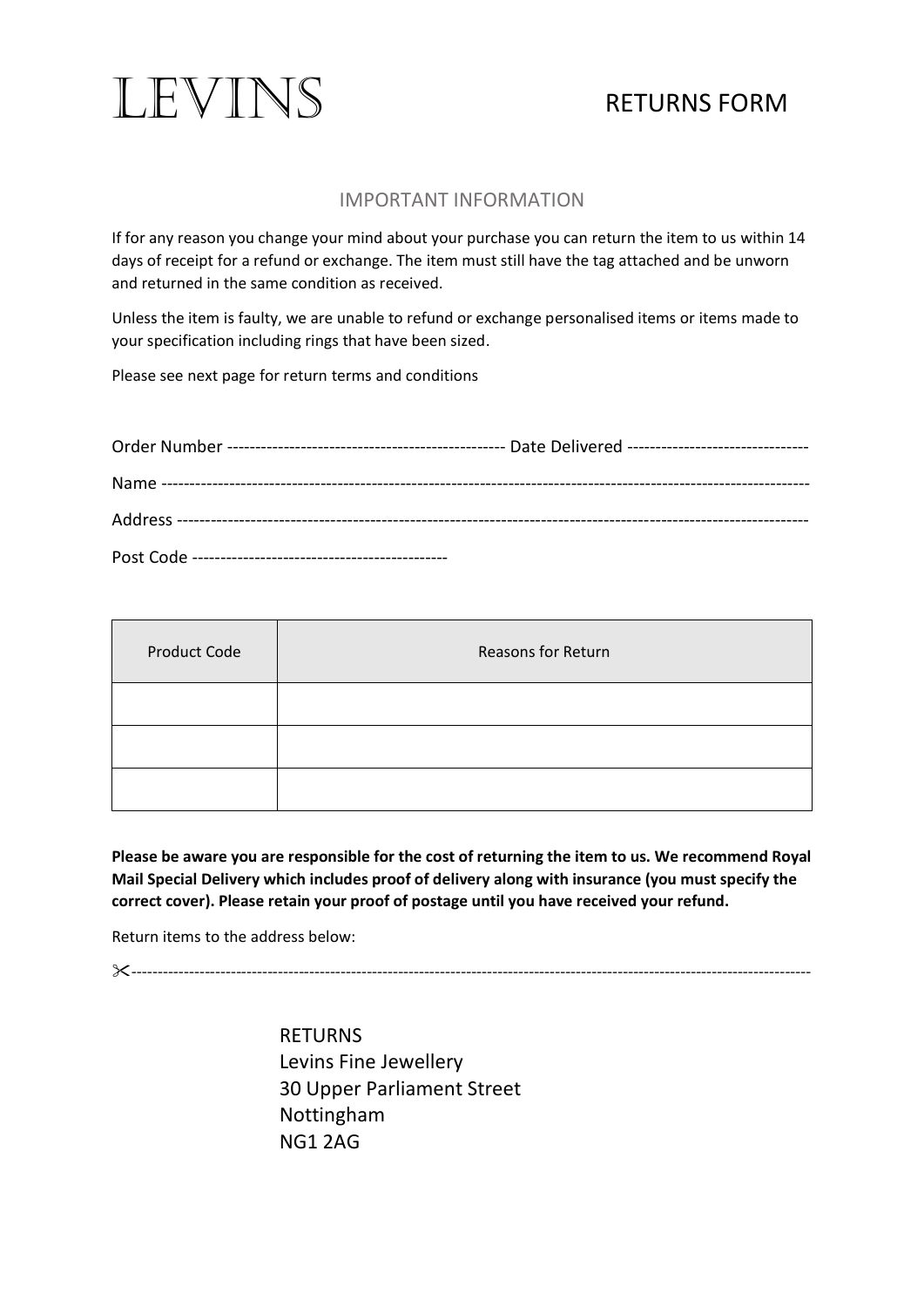# LEVINS

# RETURNS FORM

## IMPORTANT INFORMATION

If for any reason you change your mind about your purchase you can return the item to us within 14 days of receipt for a refund or exchange. The item must still have the tag attached and be unworn and returned in the same condition as received.

Unless the item is faulty, we are unable to refund or exchange personalised items or items made to your specification including rings that have been sized.

Please see next page for return terms and conditions

Order Number ------------------------------------------------ Date Delivered -------------------------------

Name ----------------------------------------------------------------------------------------------------------------

Address ------------------------------------------------------------------------------------------------------------

Post Code --------------------------------------------

| Product Code | Reasons for Return |
| --- | --- |
| | |
| | |
| | |

**Please be aware you are responsible for the cost of returning the item to us. We recommend Royal Mail Special Delivery which includes proof of delivery along with insurance (you must specify the correct cover). Please retain your proof of postage until you have received your refund.**

Return items to the address below:

✂-----------------------------------------------------------------------------------------------------------------------------

RETURNS
Levins Fine Jewellery
30 Upper Parliament Street
Nottingham
NG1 2AG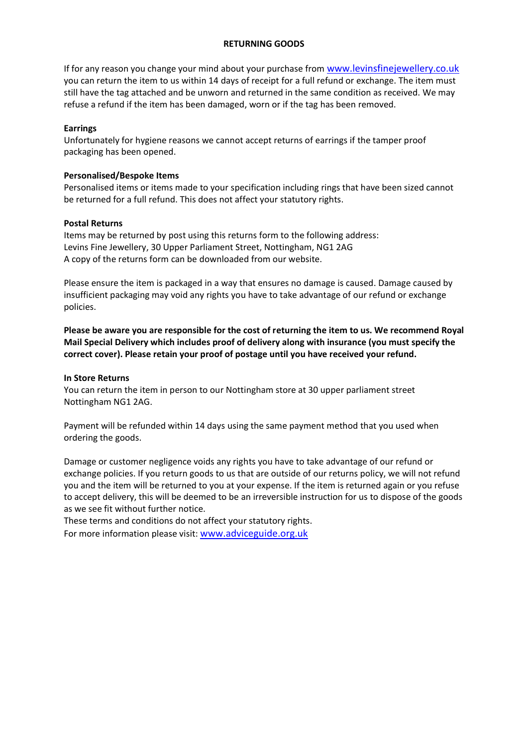# RETURNING GOODS

If for any reason you change your mind about your purchase from www.levinsfinejewellery.co.uk you can return the item to us within 14 days of receipt for a full refund or exchange. The item must still have the tag attached and be unworn and returned in the same condition as received. We may refuse a refund if the item has been damaged, worn or if the tag has been removed.

**Earrings**
Unfortunately for hygiene reasons we cannot accept returns of earrings if the tamper proof packaging has been opened.

**Personalised/Bespoke Items**
Personalised items or items made to your specification including rings that have been sized cannot be returned for a full refund. This does not affect your statutory rights.

**Postal Returns**
Items may be returned by post using this returns form to the following address:
Levins Fine Jewellery, 30 Upper Parliament Street, Nottingham, NG1 2AG
A copy of the returns form can be downloaded from our website.

Please ensure the item is packaged in a way that ensures no damage is caused. Damage caused by insufficient packaging may void any rights you have to take advantage of our refund or exchange policies.

**Please be aware you are responsible for the cost of returning the item to us. We recommend Royal Mail Special Delivery which includes proof of delivery along with insurance (you must specify the correct cover). Please retain your proof of postage until you have received your refund.**

**In Store Returns**
You can return the item in person to our Nottingham store at 30 upper parliament street Nottingham NG1 2AG.

Payment will be refunded within 14 days using the same payment method that you used when ordering the goods.

Damage or customer negligence voids any rights you have to take advantage of our refund or exchange policies. If you return goods to us that are outside of our returns policy, we will not refund you and the item will be returned to you at your expense. If the item is returned again or you refuse to accept delivery, this will be deemed to be an irreversible instruction for us to dispose of the goods as we see fit without further notice.
These terms and conditions do not affect your statutory rights.
For more information please visit: www.adviceguide.org.uk